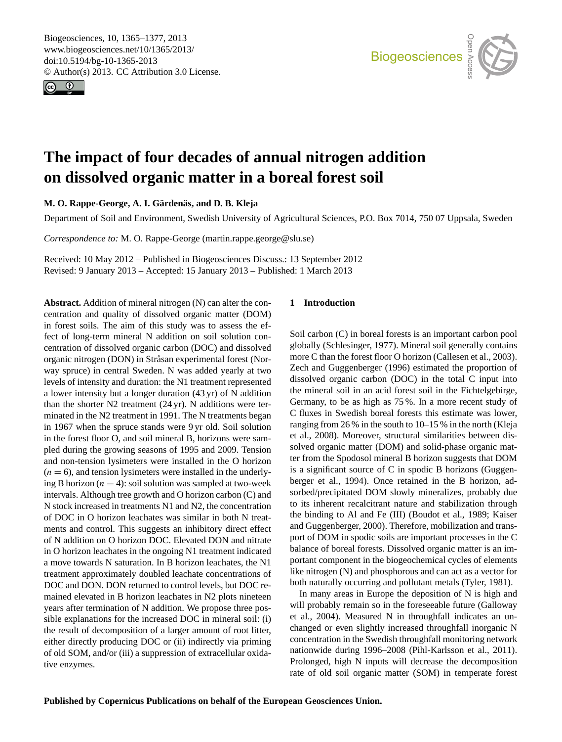# The impact of four decades of annual nitrogen addition on dissolved organic matter in a boreal forest soil

**M. O. Rappe-George, A. I. Gärdenäs, and D. B. Kleja**

Department of Soil and Environment, Swedish University of Agricultural Sciences, P.O. Box 7014, 750 07 Uppsala, Sweden

*Correspondence to:* M. O. Rappe-George (martin.rappe.george@slu.se)

Received: 10 May 2012 – Published in Biogeosciences Discuss.: 13 September 2012
Revised: 9 January 2013 – Accepted: 15 January 2013 – Published: 1 March 2013

**Abstract.** Addition of mineral nitrogen (N) can alter the concentration and quality of dissolved organic matter (DOM) in forest soils. The aim of this study was to assess the effect of long-term mineral N addition on soil solution concentration of dissolved organic carbon (DOC) and dissolved organic nitrogen (DON) in Stråsan experimental forest (Norway spruce) in central Sweden. N was added yearly at two levels of intensity and duration: the N1 treatment represented a lower intensity but a longer duration (43 yr) of N addition than the shorter N2 treatment (24 yr). N additions were terminated in the N2 treatment in 1991. The N treatments began in 1967 when the spruce stands were 9 yr old. Soil solution in the forest floor O, and soil mineral B, horizons were sampled during the growing seasons of 1995 and 2009. Tension and non-tension lysimeters were installed in the O horizon ($n = 6$), and tension lysimeters were installed in the underlying B horizon ($n = 4$): soil solution was sampled at two-week intervals. Although tree growth and O horizon carbon (C) and N stock increased in treatments N1 and N2, the concentration of DOC in O horizon leachates was similar in both N treatments and control. This suggests an inhibitory direct effect of N addition on O horizon DOC. Elevated DON and nitrate in O horizon leachates in the ongoing N1 treatment indicated a move towards N saturation. In B horizon leachates, the N1 treatment approximately doubled leachate concentrations of DOC and DON. DON returned to control levels, but DOC remained elevated in B horizon leachates in N2 plots nineteen years after termination of N addition. We propose three possible explanations for the increased DOC in mineral soil: (i) the result of decomposition of a larger amount of root litter, either directly producing DOC or (ii) indirectly via priming of old SOM, and/or (iii) a suppression of extracellular oxidative enzymes.

## 1 Introduction

Soil carbon (C) in boreal forests is an important carbon pool globally (Schlesinger, 1977). Mineral soil generally contains more C than the forest floor O horizon (Callesen et al., 2003). Zech and Guggenberger (1996) estimated the proportion of dissolved organic carbon (DOC) in the total C input into the mineral soil in an acid forest soil in the Fichtelgebirge, Germany, to be as high as 75 %. In a more recent study of C fluxes in Swedish boreal forests this estimate was lower, ranging from 26 % in the south to 10–15 % in the north (Kleja et al., 2008). Moreover, structural similarities between dissolved organic matter (DOM) and solid-phase organic matter from the Spodosol mineral B horizon suggests that DOM is a significant source of C in spodic B horizons (Guggenberger et al., 1994). Once retained in the B horizon, adsorbed/precipitated DOM slowly mineralizes, probably due to its inherent recalcitrant nature and stabilization through the binding to Al and Fe (III) (Boudot et al., 1989; Kaiser and Guggenberger, 2000). Therefore, mobilization and transport of DOM in spodic soils are important processes in the C balance of boreal forests. Dissolved organic matter is an important component in the biogeochemical cycles of elements like nitrogen (N) and phosphorous and can act as a vector for both naturally occurring and pollutant metals (Tyler, 1981).

In many areas in Europe the deposition of N is high and will probably remain so in the foreseeable future (Galloway et al., 2004). Measured N in throughfall indicates an unchanged or even slightly increased throughfall inorganic N concentration in the Swedish throughfall monitoring network nationwide during 1996–2008 (Pihl-Karlsson et al., 2011). Prolonged, high N inputs will decrease the decomposition rate of old soil organic matter (SOM) in temperate forest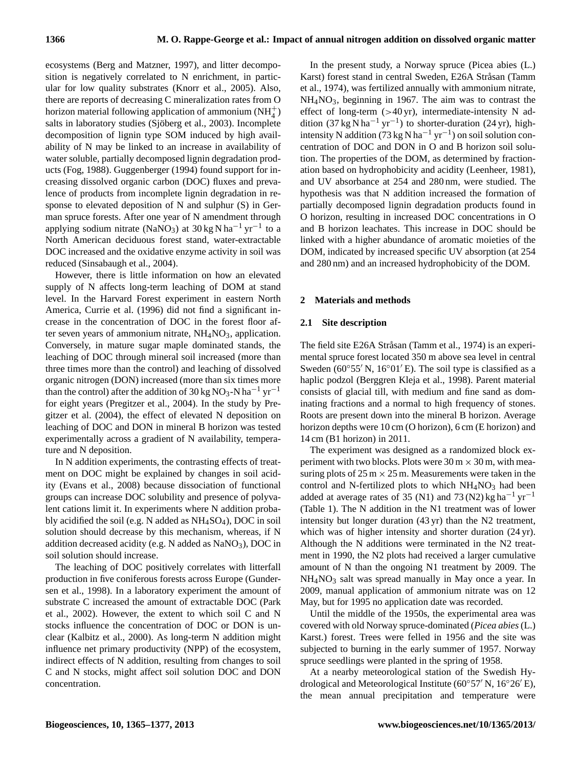ecosystems (Berg and Matzner, 1997), and litter decomposition is negatively correlated to N enrichment, in particular for low quality substrates (Knorr et al., 2005). Also, there are reports of decreasing C mineralization rates from O horizon material following application of ammonium ($NH_4^+$) salts in laboratory studies (Sjöberg et al., 2003). Incomplete decomposition of lignin type SOM induced by high availability of N may be linked to an increase in availability of water soluble, partially decomposed lignin degradation products (Fog, 1988). Guggenberger (1994) found support for increasing dissolved organic carbon (DOC) fluxes and prevalence of products from incomplete lignin degradation in response to elevated deposition of N and sulphur (S) in German spruce forests. After one year of N amendment through applying sodium nitrate ($NaNO_3$) at 30 kg N $ha^{-1}$ $yr^{-1}$ to a North American deciduous forest stand, water-extractable DOC increased and the oxidative enzyme activity in soil was reduced (Sinsabaugh et al., 2004).

However, there is little information on how an elevated supply of N affects long-term leaching of DOM at stand level. In the Harvard Forest experiment in eastern North America, Currie et al. (1996) did not find a significant increase in the concentration of DOC in the forest floor after seven years of ammonium nitrate, $NH_4NO_3$, application. Conversely, in mature sugar maple dominated stands, the leaching of DOC through mineral soil increased (more than three times more than the control) and leaching of dissolved organic nitrogen (DON) increased (more than six times more than the control) after the addition of 30 kg $NO_3$-N $ha^{-1}$ $yr^{-1}$ for eight years (Pregitzer et al., 2004). In the study by Pregitzer et al. (2004), the effect of elevated N deposition on leaching of DOC and DON in mineral B horizon was tested experimentally across a gradient of N availability, temperature and N deposition.

In N addition experiments, the contrasting effects of treatment on DOC might be explained by changes in soil acidity (Evans et al., 2008) because dissociation of functional groups can increase DOC solubility and presence of polyvalent cations limit it. In experiments where N addition probably acidified the soil (e.g. N added as $NH_4SO_4$), DOC in soil solution should decrease by this mechanism, whereas, if N addition decreased acidity (e.g. N added as $NaNO_3$), DOC in soil solution should increase.

The leaching of DOC positively correlates with litterfall production in five coniferous forests across Europe (Gundersen et al., 1998). In a laboratory experiment the amount of substrate C increased the amount of extractable DOC (Park et al., 2002). However, the extent to which soil C and N stocks influence the concentration of DOC or DON is unclear (Kalbitz et al., 2000). As long-term N addition might influence net primary productivity (NPP) of the ecosystem, indirect effects of N addition, resulting from changes to soil C and N stocks, might affect soil solution DOC and DON concentration.

In the present study, a Norway spruce (Picea abies (L.) Karst) forest stand in central Sweden, E26A Stråsan (Tamm et al., 1974), was fertilized annually with ammonium nitrate, $NH_4NO_3$, beginning in 1967. The aim was to contrast the effect of long-term (>40 yr), intermediate-intensity N addition (37 kg N $ha^{-1}$ $yr^{-1}$) to shorter-duration (24 yr), high-intensity N addition (73 kg N $ha^{-1}$ $yr^{-1}$) on soil solution concentration of DOC and DON in O and B horizon soil solution. The properties of the DOM, as determined by fractionation based on hydrophobicity and acidity (Leenheer, 1981), and UV absorbance at 254 and 280 nm, were studied. The hypothesis was that N addition increased the formation of partially decomposed lignin degradation products found in O horizon, resulting in increased DOC concentrations in O and B horizon leachates. This increase in DOC should be linked with a higher abundance of aromatic moieties of the DOM, indicated by increased specific UV absorption (at 254 and 280 nm) and an increased hydrophobicity of the DOM.

## 2 Materials and methods

### 2.1 Site description

The field site E26A Stråsan (Tamm et al., 1974) is an experimental spruce forest located 350 m above sea level in central Sweden (60°55′ N, 16°01′ E). The soil type is classified as a haplic podzol (Berggren Kleja et al., 1998). Parent material consists of glacial till, with medium and fine sand as dominating fractions and a normal to high frequency of stones. Roots are present down into the mineral B horizon. Average horizon depths were 10 cm (O horizon), 6 cm (E horizon) and 14 cm (B1 horizon) in 2011.

The experiment was designed as a randomized block experiment with two blocks. Plots were 30 m × 30 m, with measuring plots of 25 m × 25 m. Measurements were taken in the control and N-fertilized plots to which $NH_4NO_3$ had been added at average rates of 35 (N1) and 73 (N2) kg $ha^{-1}$ $yr^{-1}$ (Table 1). The N addition in the N1 treatment was of lower intensity but longer duration (43 yr) than the N2 treatment, which was of higher intensity and shorter duration (24 yr). Although the N additions were terminated in the N2 treatment in 1990, the N2 plots had received a larger cumulative amount of N than the ongoing N1 treatment by 2009. The $NH_4NO_3$ salt was spread manually in May once a year. In 2009, manual application of ammonium nitrate was on 12 May, but for 1995 no application date was recorded.

Until the middle of the 1950s, the experimental area was covered with old Norway spruce-dominated (*Picea abies* (L.) Karst.) forest. Trees were felled in 1956 and the site was subjected to burning in the early summer of 1957. Norway spruce seedlings were planted in the spring of 1958.

At a nearby meteorological station of the Swedish Hydrological and Meteorological Institute (60°57′ N, 16°26′ E), the mean annual precipitation and temperature were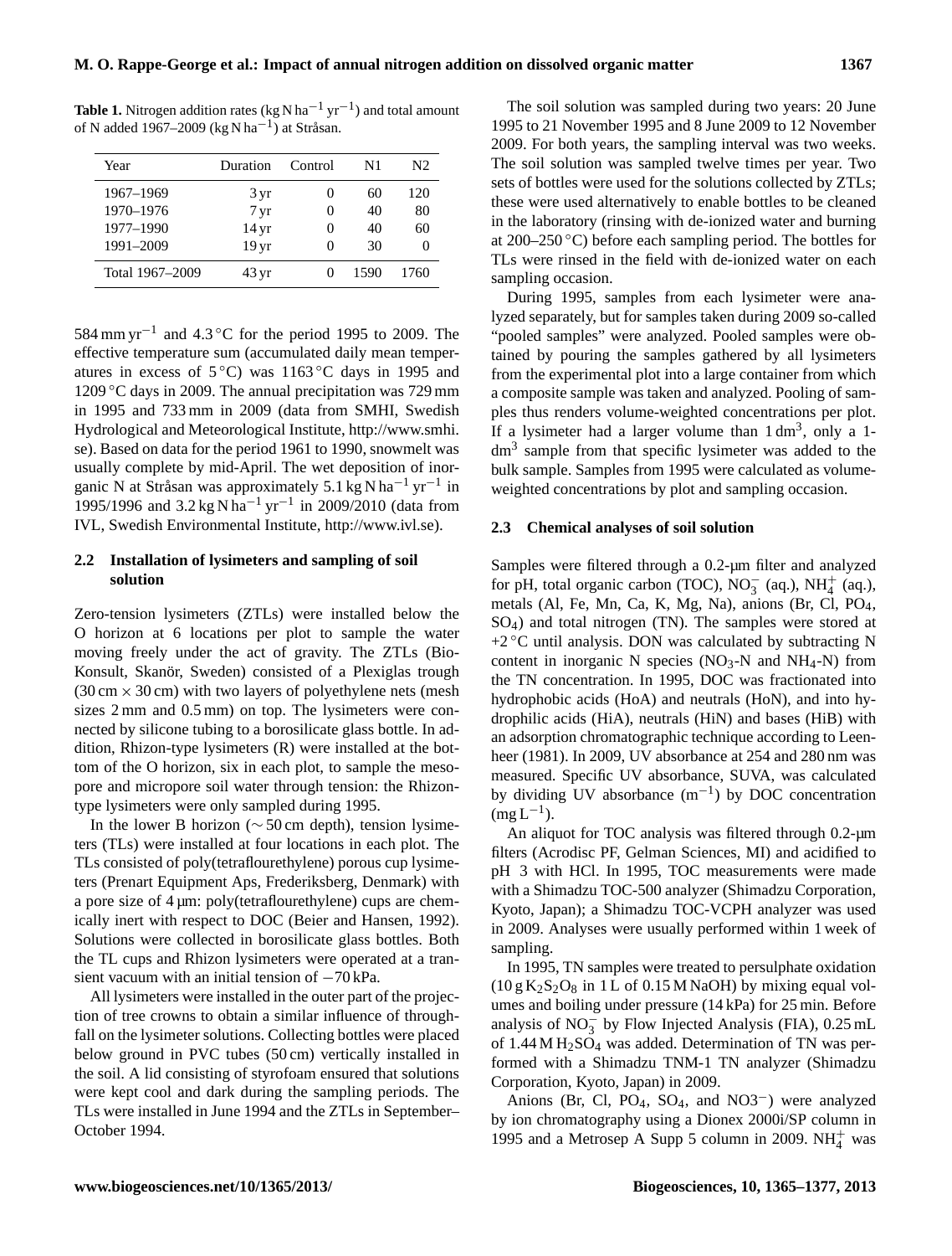**Table 1.** Nitrogen addition rates (kg N $ha^{-1}$ $yr^{-1}$) and total amount of N added 1967–2009 (kg N $ha^{-1}$) at Stråsan.

| Year | Duration | Control | N1 | N2 |
|---|---|---|---|---|
| 1967–1969 | 3 yr | 0 | 60 | 120 |
| 1970–1976 | 7 yr | 0 | 40 | 80 |
| 1977–1990 | 14 yr | 0 | 40 | 60 |
| 1991–2009 | 19 yr | 0 | 30 | 0 |
| Total 1967–2009 | 43 yr | 0 | 1590 | 1760 |

584 mm $yr^{-1}$ and 4.3 °C for the period 1995 to 2009. The effective temperature sum (accumulated daily mean temperatures in excess of 5 °C) was 1163 °C days in 1995 and 1209 °C days in 2009. The annual precipitation was 729 mm in 1995 and 733 mm in 2009 (data from SMHI, Swedish Hydrological and Meteorological Institute, http://www.smhi.se). Based on data for the period 1961 to 1990, snowmelt was usually complete by mid-April. The wet deposition of inorganic N at Stråsan was approximately 5.1 kg N $ha^{-1}$ $yr^{-1}$ in 1995/1996 and 3.2 kg N $ha^{-1}$ $yr^{-1}$ in 2009/2010 (data from IVL, Swedish Environmental Institute, http://www.ivl.se).

### 2.2 Installation of lysimeters and sampling of soil solution

Zero-tension lysimeters (ZTLs) were installed below the O horizon at 6 locations per plot to sample the water moving freely under the act of gravity. The ZTLs (Bio-Konsult, Skanör, Sweden) consisted of a Plexiglas trough (30 cm × 30 cm) with two layers of polyethylene nets (mesh sizes 2 mm and 0.5 mm) on top. The lysimeters were connected by silicone tubing to a borosilicate glass bottle. In addition, Rhizon-type lysimeters (R) were installed at the bottom of the O horizon, six in each plot, to sample the mesopore and micropore soil water through tension: the Rhizon-type lysimeters were only sampled during 1995.

In the lower B horizon (∼ 50 cm depth), tension lysimeters (TLs) were installed at four locations in each plot. The TLs consisted of poly(tetraflourethylene) porous cup lysimeters (Prenart Equipment Aps, Frederiksberg, Denmark) with a pore size of 4 µm: poly(tetraflourethylene) cups are chemically inert with respect to DOC (Beier and Hansen, 1992). Solutions were collected in borosilicate glass bottles. Both the TL cups and Rhizon lysimeters were operated at a transient vacuum with an initial tension of −70 kPa.

All lysimeters were installed in the outer part of the projection of tree crowns to obtain a similar influence of throughfall on the lysimeter solutions. Collecting bottles were placed below ground in PVC tubes (50 cm) vertically installed in the soil. A lid consisting of styrofoam ensured that solutions were kept cool and dark during the sampling periods. The TLs were installed in June 1994 and the ZTLs in September–October 1994.

The soil solution was sampled during two years: 20 June 1995 to 21 November 1995 and 8 June 2009 to 12 November 2009. For both years, the sampling interval was two weeks. The soil solution was sampled twelve times per year. Two sets of bottles were used for the solutions collected by ZTLs; these were used alternatively to enable bottles to be cleaned in the laboratory (rinsing with de-ionized water and burning at 200–250 °C) before each sampling period. The bottles for TLs were rinsed in the field with de-ionized water on each sampling occasion.

During 1995, samples from each lysimeter were analyzed separately, but for samples taken during 2009 so-called "pooled samples" were analyzed. Pooled samples were obtained by pouring the samples gathered by all lysimeters from the experimental plot into a large container from which a composite sample was taken and analyzed. Pooling of samples thus renders volume-weighted concentrations per plot. If a lysimeter had a larger volume than 1 $dm^3$, only a 1-$dm^3$ sample from that specific lysimeter was added to the bulk sample. Samples from 1995 were calculated as volume-weighted concentrations by plot and sampling occasion.

### 2.3 Chemical analyses of soil solution

Samples were filtered through a 0.2-µm filter and analyzed for pH, total organic carbon (TOC), $NO_3^-$ (aq.), $NH_4^+$ (aq.), metals (Al, Fe, Mn, Ca, K, Mg, Na), anions (Br, Cl, $PO_4$, $SO_4$) and total nitrogen (TN). The samples were stored at +2 °C until analysis. DON was calculated by subtracting N content in inorganic N species ($NO_3$-N and $NH_4$-N) from the TN concentration. In 1995, DOC was fractionated into hydrophobic acids (HoA) and neutrals (HoN), and into hydrophilic acids (HiA), neutrals (HiN) and bases (HiB) with an adsorption chromatographic technique according to Leenheer (1981). In 2009, UV absorbance at 254 and 280 nm was measured. Specific UV absorbance, SUVA, was calculated by dividing UV absorbance ($m^{-1}$) by DOC concentration (mg $L^{-1}$).

An aliquot for TOC analysis was filtered through 0.2-µm filters (Acrodisc PF, Gelman Sciences, MI) and acidified to pH 3 with HCl. In 1995, TOC measurements were made with a Shimadzu TOC-500 analyzer (Shimadzu Corporation, Kyoto, Japan); a Shimadzu TOC-VCPH analyzer was used in 2009. Analyses were usually performed within 1 week of sampling.

In 1995, TN samples were treated to persulphate oxidation (10 g $K_2S_2O_8$ in 1 L of 0.15 M NaOH) by mixing equal volumes and boiling under pressure (14 kPa) for 25 min. Before analysis of $NO_3^-$ by Flow Injected Analysis (FIA), 0.25 mL of 1.44 M $H_2SO_4$ was added. Determination of TN was performed with a Shimadzu TNM-1 TN analyzer (Shimadzu Corporation, Kyoto, Japan) in 2009.

Anions (Br, Cl, $PO_4$, $SO_4$, and NO3−) were analyzed by ion chromatography using a Dionex 2000i/SP column in 1995 and a Metrosep A Supp 5 column in 2009. $NH_4^+$ was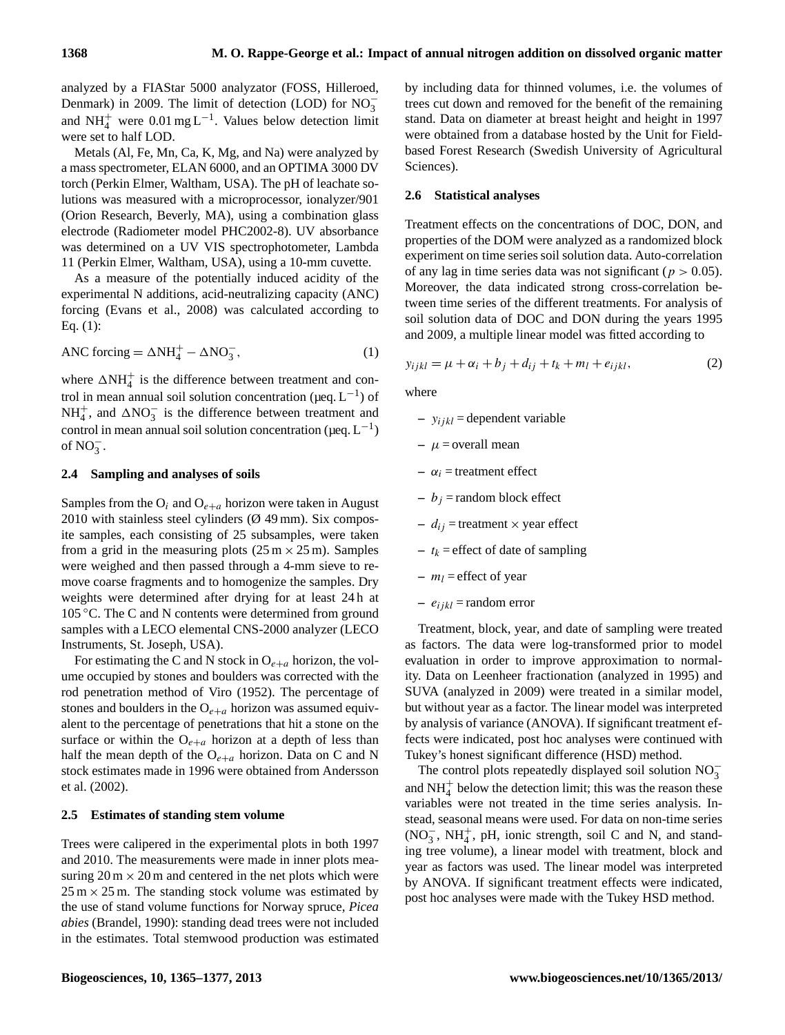analyzed by a FIAStar 5000 analyzator (FOSS, Hilleroed, Denmark) in 2009. The limit of detection (LOD) for $NO_3^-$ and $NH_4^+$ were $0.01\,mg\,L^{-1}$. Values below detection limit were set to half LOD.

Metals (Al, Fe, Mn, Ca, K, Mg, and Na) were analyzed by a mass spectrometer, ELAN 6000, and an OPTIMA 3000 DV torch (Perkin Elmer, Waltham, USA). The pH of leachate solutions was measured with a microprocessor, ionalyzer/901 (Orion Research, Beverly, MA), using a combination glass electrode (Radiometer model PHC2002-8). UV absorbance was determined on a UV VIS spectrophotometer, Lambda 11 (Perkin Elmer, Waltham, USA), using a 10-mm cuvette.

As a measure of the potentially induced acidity of the experimental N additions, acid-neutralizing capacity (ANC) forcing (Evans et al., 2008) was calculated according to Eq. (1):

$$\text{ANC forcing} = \Delta NH_4^+ - \Delta NO_3^-, \tag{1}$$

where $\Delta NH_4^+$ is the difference between treatment and control in mean annual soil solution concentration ($\mu eq.\,L^{-1}$) of $NH_4^+$, and $\Delta NO_3^-$ is the difference between treatment and control in mean annual soil solution concentration ($\mu eq.\,L^{-1}$) of $NO_3^-$.

### 2.4 Sampling and analyses of soils

Samples from the $O_i$ and $O_{e+a}$ horizon were taken in August 2010 with stainless steel cylinders (Ø 49 mm). Six composite samples, each consisting of 25 subsamples, were taken from a grid in the measuring plots ($25\,m \times 25\,m$). Samples were weighed and then passed through a 4-mm sieve to remove coarse fragments and to homogenize the samples. Dry weights were determined after drying for at least 24 h at 105 °C. The C and N contents were determined from ground samples with a LECO elemental CNS-2000 analyzer (LECO Instruments, St. Joseph, USA).

For estimating the C and N stock in $O_{e+a}$ horizon, the volume occupied by stones and boulders was corrected with the rod penetration method of Viro (1952). The percentage of stones and boulders in the $O_{e+a}$ horizon was assumed equivalent to the percentage of penetrations that hit a stone on the surface or within the $O_{e+a}$ horizon at a depth of less than half the mean depth of the $O_{e+a}$ horizon. Data on C and N stock estimates made in 1996 were obtained from Andersson et al. (2002).

### 2.5 Estimates of standing stem volume

Trees were calipered in the experimental plots in both 1997 and 2010. The measurements were made in inner plots measuring $20\,m \times 20\,m$ and centered in the net plots which were $25\,m \times 25\,m$. The standing stock volume was estimated by the use of stand volume functions for Norway spruce, *Picea abies* (Brandel, 1990): standing dead trees were not included in the estimates. Total stemwood production was estimated by including data for thinned volumes, i.e. the volumes of trees cut down and removed for the benefit of the remaining stand. Data on diameter at breast height and height in 1997 were obtained from a database hosted by the Unit for Field-based Forest Research (Swedish University of Agricultural Sciences).

### 2.6 Statistical analyses

Treatment effects on the concentrations of DOC, DON, and properties of the DOM were analyzed as a randomized block experiment on time series soil solution data. Auto-correlation of any lag in time series data was not significant ($p > 0.05$). Moreover, the data indicated strong cross-correlation between time series of the different treatments. For analysis of soil solution data of DOC and DON during the years 1995 and 2009, a multiple linear model was fitted according to

$$y_{ijkl} = \mu + \alpha_i + b_j + d_{ij} + t_k + m_l + e_{ijkl}, \tag{2}$$

where

- $y_{ijkl}$ = dependent variable
- $\mu$ = overall mean
- $\alpha_i$ = treatment effect
- $b_j$ = random block effect
- $d_{ij}$ = treatment × year effect
- $t_k$ = effect of date of sampling
- $m_l$ = effect of year
- $e_{ijkl}$ = random error

Treatment, block, year, and date of sampling were treated as factors. The data were log-transformed prior to model evaluation in order to improve approximation to normality. Data on Leenheer fractionation (analyzed in 1995) and SUVA (analyzed in 2009) were treated in a similar model, but without year as a factor. The linear model was interpreted by analysis of variance (ANOVA). If significant treatment effects were indicated, post hoc analyses were continued with Tukey's honest significant difference (HSD) method.

The control plots repeatedly displayed soil solution $NO_3^-$ and $NH_4^+$ below the detection limit; this was the reason these variables were not treated in the time series analysis. Instead, seasonal means were used. For data on non-time series ($NO_3^-$, $NH_4^+$, pH, ionic strength, soil C and N, and standing tree volume), a linear model with treatment, block and year as factors was used. The linear model was interpreted by ANOVA. If significant treatment effects were indicated, post hoc analyses were made with the Tukey HSD method.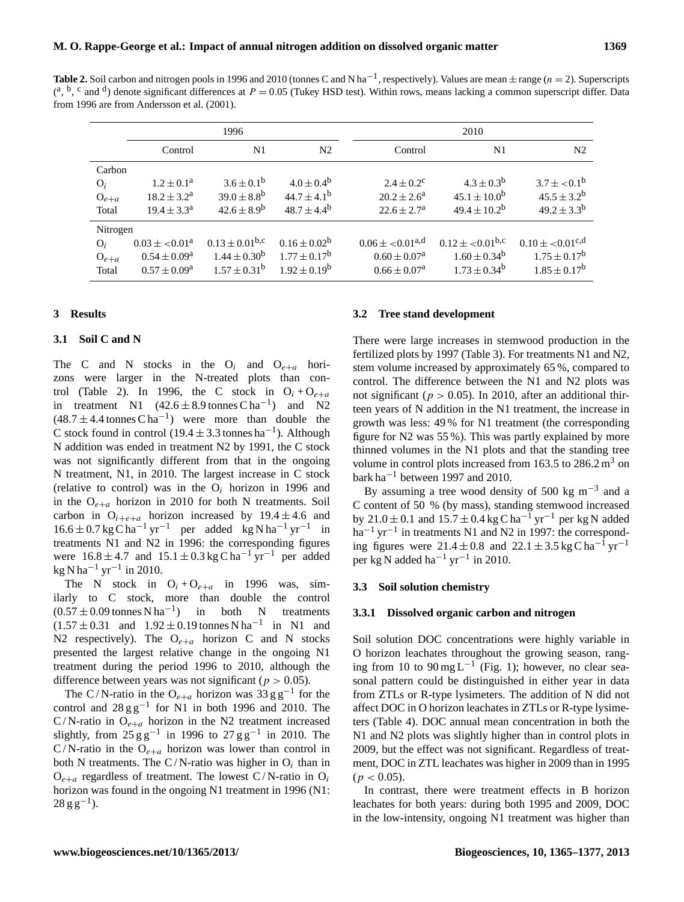**Table 2.** Soil carbon and nitrogen pools in 1996 and 2010 (tonnes C and N $ha^{-1}$, respectively). Values are mean ± range ($n = 2$). Superscripts ([a], [b], [c] and [d]) denote significant differences at $P = 0.05$ (Tukey HSD test). Within rows, means lacking a common superscript differ. Data from 1996 are from Andersson et al. (2001).

| | 1996 | | | 2010 | | |
|---|---|---|---|---|---|---|
| | Control | N1 | N2 | Control | N1 | N2 |
| Carbon | | | | | | |
| $O_i$ | $1.2 \pm 0.1^a$ | $3.6 \pm 0.1^b$ | $4.0 \pm 0.4^b$ | $2.4 \pm 0.2^c$ | $4.3 \pm 0.3^b$ | $3.7 \pm <0.1^b$ |
| $O_{e+a}$ | $18.2 \pm 3.2^a$ | $39.0 \pm 8.8^b$ | $44.7 \pm 4.1^b$ | $20.2 \pm 2.6^a$ | $45.1 \pm 10.0^b$ | $45.5 \pm 3.2^b$ |
| Total | $19.4 \pm 3.3^a$ | $42.6 \pm 8.9^b$ | $48.7 \pm 4.4^b$ | $22.6 \pm 2.7^a$ | $49.4 \pm 10.2^b$ | $49.2 \pm 3.3^b$ |
| Nitrogen | | | | | | |
| $O_i$ | $0.03 \pm <0.01^a$ | $0.13 \pm 0.01^{b,c}$ | $0.16 \pm 0.02^b$ | $0.06 \pm <0.01^{a,d}$ | $0.12 \pm <0.01^{b,c}$ | $0.10 \pm <0.01^{c,d}$ |
| $O_{e+a}$ | $0.54 \pm 0.09^a$ | $1.44 \pm 0.30^b$ | $1.77 \pm 0.17^b$ | $0.60 \pm 0.07^a$ | $1.60 \pm 0.34^b$ | $1.75 \pm 0.17^b$ |
| Total | $0.57 \pm 0.09^a$ | $1.57 \pm 0.31^b$ | $1.92 \pm 0.19^b$ | $0.66 \pm 0.07^a$ | $1.73 \pm 0.34^b$ | $1.85 \pm 0.17^b$ |

## 3 Results

### 3.1 Soil C and N

The C and N stocks in the $O_i$ and $O_{e+a}$ horizons were larger in the N-treated plots than control (Table 2). In 1996, the C stock in $O_i + O_{e+a}$ in treatment N1 ($42.6 \pm 8.9$ tonnes C $ha^{-1}$) and N2 ($48.7 \pm 4.4$ tonnes C $ha^{-1}$) were more than double the C stock found in control ($19.4 \pm 3.3$ tonnes $ha^{-1}$). Although N addition was ended in treatment N2 by 1991, the C stock was not significantly different from that in the ongoing N treatment, N1, in 2010. The largest increase in C stock (relative to control) was in the $O_i$ horizon in 1996 and in the $O_{e+a}$ horizon in 2010 for both N treatments. Soil carbon in $O_{i+e+a}$ horizon increased by $19.4 \pm 4.6$ and $16.6 \pm 0.7$ kg C $ha^{-1}$ $yr^{-1}$ per added kg N $ha^{-1}$ $yr^{-1}$ in treatments N1 and N2 in 1996: the corresponding figures were $16.8 \pm 4.7$ and $15.1 \pm 0.3$ kg C $ha^{-1}$ $yr^{-1}$ per added kg N $ha^{-1}$ $yr^{-1}$ in 2010.

The N stock in $O_i + O_{e+a}$ in 1996 was, similarly to C stock, more than double the control ($0.57 \pm 0.09$ tonnes N $ha^{-1}$) in both N treatments ($1.57 \pm 0.31$ and $1.92 \pm 0.19$ tonnes N $ha^{-1}$ in N1 and N2 respectively). The $O_{e+a}$ horizon C and N stocks presented the largest relative change in the ongoing N1 treatment during the period 1996 to 2010, although the difference between years was not significant ($p > 0.05$).

The C / N-ratio in the $O_{e+a}$ horizon was 33 g $g^{-1}$ for the control and 28 g $g^{-1}$ for N1 in both 1996 and 2010. The C / N-ratio in $O_{e+a}$ horizon in the N2 treatment increased slightly, from 25 g $g^{-1}$ in 1996 to 27 g $g^{-1}$ in 2010. The C / N-ratio in the $O_{e+a}$ horizon was lower than control in both N treatments. The C / N-ratio was higher in $O_i$ than in $O_{e+a}$ regardless of treatment. The lowest C / N-ratio in $O_i$ horizon was found in the ongoing N1 treatment in 1996 (N1: 28 g $g^{-1}$).

### 3.2 Tree stand development

There were large increases in stemwood production in the fertilized plots by 1997 (Table 3). For treatments N1 and N2, stem volume increased by approximately 65 %, compared to control. The difference between the N1 and N2 plots was not significant ($p > 0.05$). In 2010, after an additional thirteen years of N addition in the N1 treatment, the increase in growth was less: 49 % for N1 treatment (the corresponding figure for N2 was 55 %). This was partly explained by more thinned volumes in the N1 plots and that the standing tree volume in control plots increased from 163.5 to 286.2 $m^3$ on bark $ha^{-1}$ between 1997 and 2010.

By assuming a tree wood density of 500 kg $m^{-3}$ and a C content of 50 % (by mass), standing stemwood increased by $21.0 \pm 0.1$ and $15.7 \pm 0.4$ kg C $ha^{-1}$ $yr^{-1}$ per kg N added $ha^{-1}$ $yr^{-1}$ in treatments N1 and N2 in 1997: the corresponding figures were $21.4 \pm 0.8$ and $22.1 \pm 3.5$ kg C $ha^{-1}$ $yr^{-1}$ per kg N added $ha^{-1}$ $yr^{-1}$ in 2010.

### 3.3 Soil solution chemistry

#### 3.3.1 Dissolved organic carbon and nitrogen

Soil solution DOC concentrations were highly variable in O horizon leachates throughout the growing season, ranging from 10 to 90 mg $L^{-1}$ (Fig. 1); however, no clear seasonal pattern could be distinguished in either year in data from ZTLs or R-type lysimeters. The addition of N did not affect DOC in O horizon leachates in ZTLs or R-type lysimeters (Table 4). DOC annual mean concentration in both the N1 and N2 plots was slightly higher than in control plots in 2009, but the effect was not significant. Regardless of treatment, DOC in ZTL leachates was higher in 2009 than in 1995 ($p < 0.05$).

In contrast, there were treatment effects in B horizon leachates for both years: during both 1995 and 2009, DOC in the low-intensity, ongoing N1 treatment was higher than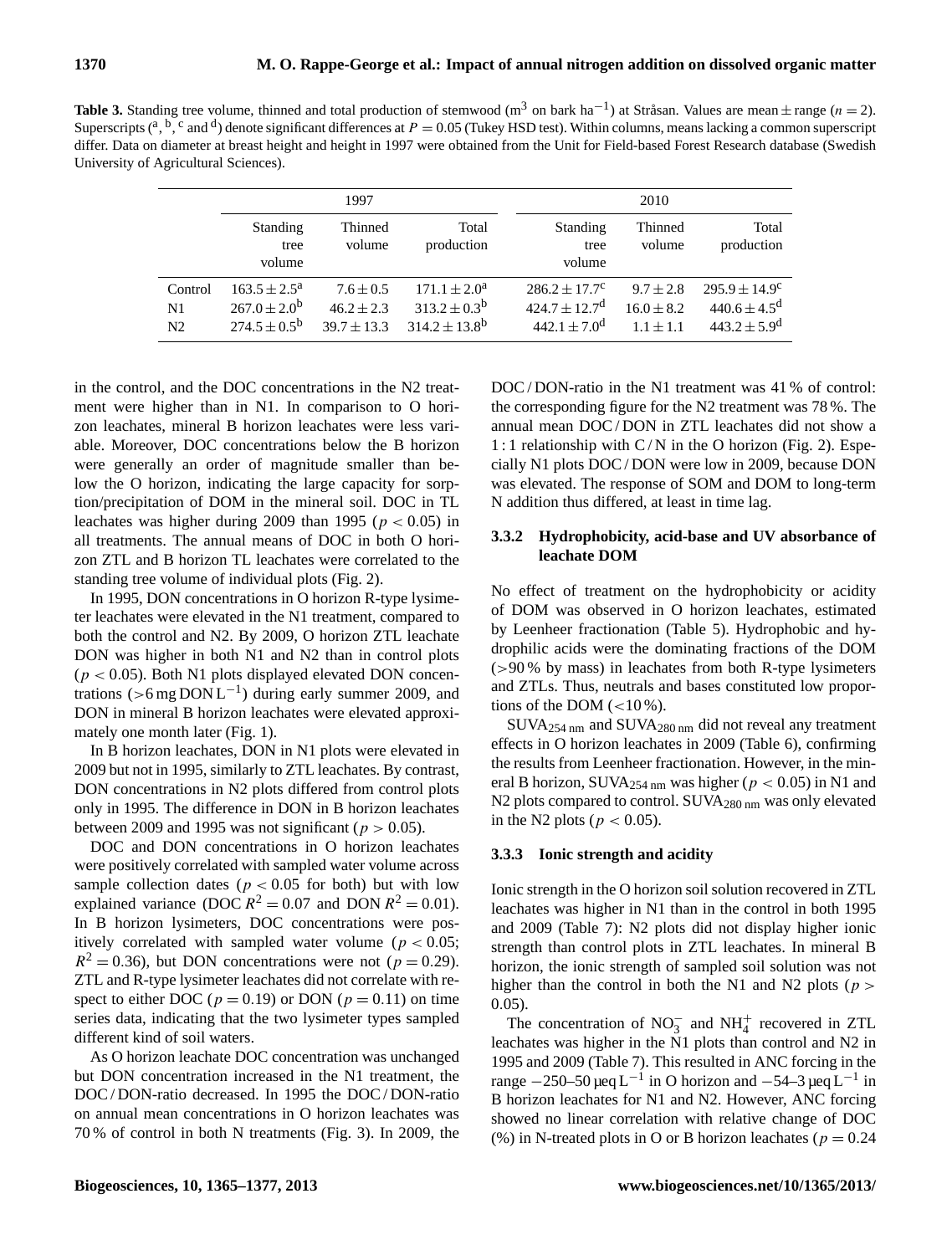**Table 3.** Standing tree volume, thinned and total production of stemwood ($m^3$ on bark $ha^{-1}$) at Stråsan. Values are mean ± range ($n = 2$). Superscripts ([a], [b], [c] and [d]) denote significant differences at $P = 0.05$ (Tukey HSD test). Within columns, means lacking a common superscript differ. Data on diameter at breast height and height in 1997 were obtained from the Unit for Field-based Forest Research database (Swedish University of Agricultural Sciences).

| | 1997 | | | 2010 | | |
|---|---|---|---|---|---|---|
| | Standing tree volume | Thinned volume | Total production | Standing tree volume | Thinned volume | Total production |
| Control | $163.5 \pm 2.5^a$ | $7.6 \pm 0.5$ | $171.1 \pm 2.0^a$ | $286.2 \pm 17.7^c$ | $9.7 \pm 2.8$ | $295.9 \pm 14.9^c$ |
| N1 | $267.0 \pm 2.0^b$ | $46.2 \pm 2.3$ | $313.2 \pm 0.3^b$ | $424.7 \pm 12.7^d$ | $16.0 \pm 8.2$ | $440.6 \pm 4.5^d$ |
| N2 | $274.5 \pm 0.5^b$ | $39.7 \pm 13.3$ | $314.2 \pm 13.8^b$ | $442.1 \pm 7.0^d$ | $1.1 \pm 1.1$ | $443.2 \pm 5.9^d$ |

in the control, and the DOC concentrations in the N2 treatment were higher than in N1. In comparison to O horizon leachates, mineral B horizon leachates were less variable. Moreover, DOC concentrations below the B horizon were generally an order of magnitude smaller than below the O horizon, indicating the large capacity for sorption/precipitation of DOM in the mineral soil. DOC in TL leachates was higher during 2009 than 1995 ($p < 0.05$) in all treatments. The annual means of DOC in both O horizon ZTL and B horizon TL leachates were correlated to the standing tree volume of individual plots (Fig. 2).

In 1995, DON concentrations in O horizon R-type lysimeter leachates were elevated in the N1 treatment, compared to both the control and N2. By 2009, O horizon ZTL leachate DON was higher in both N1 and N2 than in control plots ($p < 0.05$). Both N1 plots displayed elevated DON concentrations (>6 mg DON $L^{-1}$) during early summer 2009, and DON in mineral B horizon leachates were elevated approximately one month later (Fig. 1).

In B horizon leachates, DON in N1 plots were elevated in 2009 but not in 1995, similarly to ZTL leachates. By contrast, DON concentrations in N2 plots differed from control plots only in 1995. The difference in DON in B horizon leachates between 2009 and 1995 was not significant ($p > 0.05$).

DOC and DON concentrations in O horizon leachates were positively correlated with sampled water volume across sample collection dates ($p < 0.05$ for both) but with low explained variance (DOC $R^2 = 0.07$ and DON $R^2 = 0.01$). In B horizon lysimeters, DOC concentrations were positively correlated with sampled water volume ($p < 0.05$; $R^2 = 0.36$), but DON concentrations were not ($p = 0.29$). ZTL and R-type lysimeter leachates did not correlate with respect to either DOC ($p = 0.19$) or DON ($p = 0.11$) on time series data, indicating that the two lysimeter types sampled different kind of soil waters.

As O horizon leachate DOC concentration was unchanged but DON concentration increased in the N1 treatment, the DOC / DON-ratio decreased. In 1995 the DOC / DON-ratio on annual mean concentrations in O horizon leachates was 70 % of control in both N treatments (Fig. 3). In 2009, the DOC / DON-ratio in the N1 treatment was 41 % of control: the corresponding figure for the N2 treatment was 78 %. The annual mean DOC / DON in ZTL leachates did not show a 1 : 1 relationship with C / N in the O horizon (Fig. 2). Especially N1 plots DOC / DON were low in 2009, because DON was elevated. The response of SOM and DOM to long-term N addition thus differed, at least in time lag.

#### 3.3.2 Hydrophobicity, acid-base and UV absorbance of leachate DOM

No effect of treatment on the hydrophobicity or acidity of DOM was observed in O horizon leachates, estimated by Leenheer fractionation (Table 5). Hydrophobic and hydrophilic acids were the dominating fractions of the DOM (>90 % by mass) in leachates from both R-type lysimeters and ZTLs. Thus, neutrals and bases constituted low proportions of the DOM (<10 %).

$SUVA_{254\,nm}$ and $SUVA_{280\,nm}$ did not reveal any treatment effects in O horizon leachates in 2009 (Table 6), confirming the results from Leenheer fractionation. However, in the mineral B horizon, $SUVA_{254\,nm}$ was higher ($p < 0.05$) in N1 and N2 plots compared to control. $SUVA_{280\,nm}$ was only elevated in the N2 plots ($p < 0.05$).

#### 3.3.3 Ionic strength and acidity

Ionic strength in the O horizon soil solution recovered in ZTL leachates was higher in N1 than in the control in both 1995 and 2009 (Table 7): N2 plots did not display higher ionic strength than control plots in ZTL leachates. In mineral B horizon, the ionic strength of sampled soil solution was not higher than the control in both the N1 and N2 plots ($p > 0.05$).

The concentration of $NO_3^-$ and $NH_4^+$ recovered in ZTL leachates was higher in the N1 plots than control and N2 in 1995 and 2009 (Table 7). This resulted in ANC forcing in the range −250–50 µeq $L^{-1}$ in O horizon and −54–3 µeq $L^{-1}$ in B horizon leachates for N1 and N2. However, ANC forcing showed no linear correlation with relative change of DOC (%) in N-treated plots in O or B horizon leachates ($p = 0.24$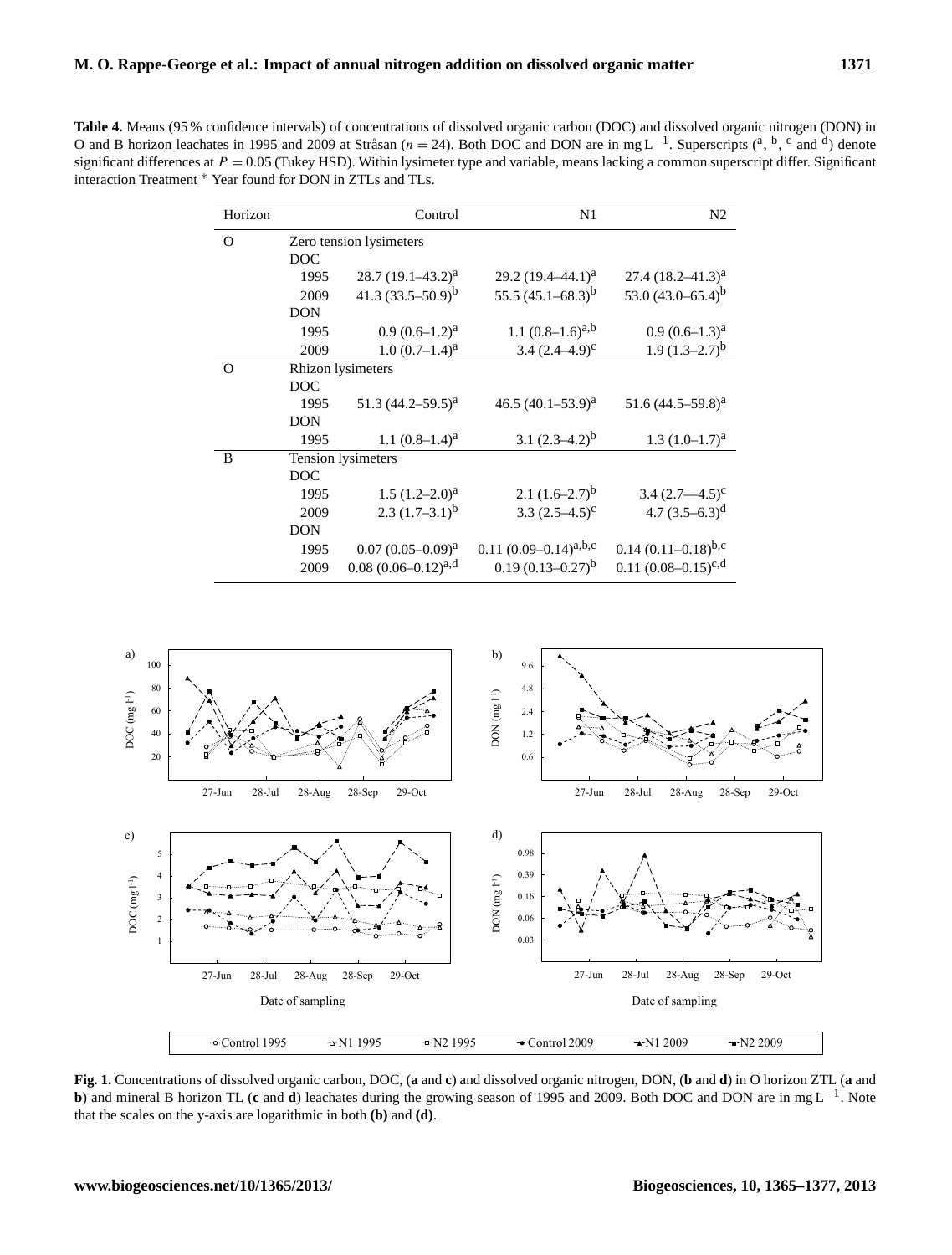**Table 4.** Means (95 % confidence intervals) of concentrations of dissolved organic carbon (DOC) and dissolved organic nitrogen (DON) in O and B horizon leachates in 1995 and 2009 at Stråsan ($n = 24$). Both DOC and DON are in mg $L^{-1}$. Superscripts ([a], [b], [c] and [d]) denote significant differences at $P = 0.05$ (Tukey HSD). Within lysimeter type and variable, means lacking a common superscript differ. Significant interaction Treatment * Year found for DON in ZTLs and TLs.

| Horizon | | Control | N1 | N2 |
|---|---|---|---|---|
| O | Zero tension lysimeters | | | |
| | DOC | | | |
| | 1995 | 28.7 (19.1–43.2)[a] | 29.2 (19.4–44.1)[a] | 27.4 (18.2–41.3)[a] |
| | 2009 | 41.3 (33.5–50.9)[b] | 55.5 (45.1–68.3)[b] | 53.0 (43.0–65.4)[b] |
| | DON | | | |
| | 1995 | 0.9 (0.6–1.2)[a] | 1.1 (0.8–1.6)[a,b] | 0.9 (0.6–1.3)[a] |
| | 2009 | 1.0 (0.7–1.4)[a] | 3.4 (2.4–4.9)[c] | 1.9 (1.3–2.7)[b] |
| O | Rhizon lysimeters | | | |
| | DOC | | | |
| | 1995 | 51.3 (44.2–59.5)[a] | 46.5 (40.1–53.9)[a] | 51.6 (44.5–59.8)[a] |
| | DON | | | |
| | 1995 | 1.1 (0.8–1.4)[a] | 3.1 (2.3–4.2)[b] | 1.3 (1.0–1.7)[a] |
| B | Tension lysimeters | | | |
| | DOC | | | |
| | 1995 | 1.5 (1.2–2.0)[a] | 2.1 (1.6–2.7)[b] | 3.4 (2.7—4.5)[c] |
| | 2009 | 2.3 (1.7–3.1)[b] | 3.3 (2.5–4.5)[c] | 4.7 (3.5–6.3)[d] |
| | DON | | | |
| | 1995 | 0.07 (0.05–0.09)[a] | 0.11 (0.09–0.14)[a,b,c] | 0.14 (0.11–0.18)[b,c] |
| | 2009 | 0.08 (0.06–0.12)[a,d] | 0.19 (0.13–0.27)[b] | 0.11 (0.08–0.15)[c,d] |

**Fig. 1.** Concentrations of dissolved organic carbon, DOC, (**a** and **c**) and dissolved organic nitrogen, DON, (**b** and **d**) in O horizon ZTL (**a** and **b**) and mineral B horizon TL (**c** and **d**) leachates during the growing season of 1995 and 2009. Both DOC and DON are in mg $L^{-1}$. Note that the scales on the y-axis are logarithmic in both **(b)** and **(d)**.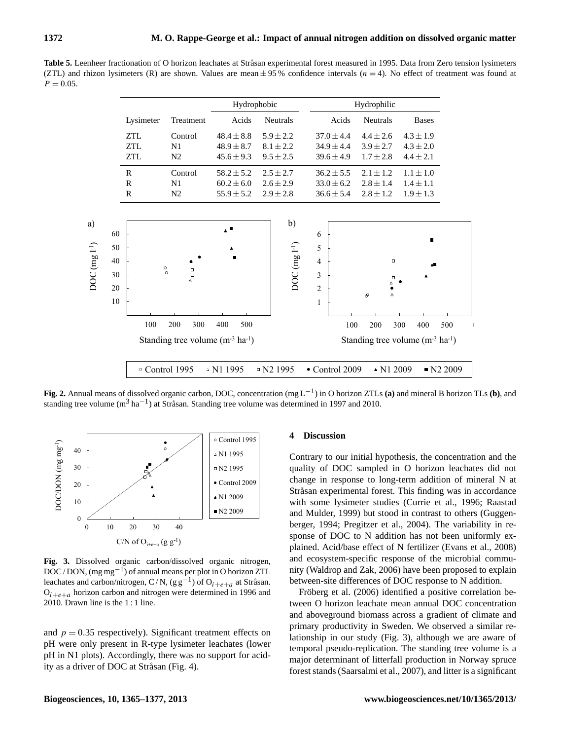**Table 5.** Leenheer fractionation of O horizon leachates at Stråsan experimental forest measured in 1995. Data from Zero tension lysimeters (ZTL) and rhizon lysimeters (R) are shown. Values are mean ± 95 % confidence intervals ($n = 4$). No effect of treatment was found at $P = 0.05$.

| | | Hydrophobic | | Hydrophilic | | |
|---|---|---|---|---|---|---|
| Lysimeter | Treatment | Acids | Neutrals | Acids | Neutrals | Bases |
| ZTL | Control | 48.4 ± 8.8 | 5.9 ± 2.2 | 37.0 ± 4.4 | 4.4 ± 2.6 | 4.3 ± 1.9 |
| ZTL | N1 | 48.9 ± 8.7 | 8.1 ± 2.2 | 34.9 ± 4.4 | 3.9 ± 2.7 | 4.3 ± 2.0 |
| ZTL | N2 | 45.6 ± 9.3 | 9.5 ± 2.5 | 39.6 ± 4.9 | 1.7 ± 2.8 | 4.4 ± 2.1 |
| R | Control | 58.2 ± 5.2 | 2.5 ± 2.7 | 36.2 ± 5.5 | 2.1 ± 1.2 | 1.1 ± 1.0 |
| R | N1 | 60.2 ± 6.0 | 2.6 ± 2.9 | 33.0 ± 6.2 | 2.8 ± 1.4 | 1.4 ± 1.1 |
| R | N2 | 55.9 ± 5.2 | 2.9 ± 2.8 | 36.6 ± 5.4 | 2.8 ± 1.2 | 1.9 ± 1.3 |

**Fig. 2.** Annual means of dissolved organic carbon, DOC, concentration (mg $L^{-1}$) in O horizon ZTLs **(a)** and mineral B horizon TLs **(b)**, and standing tree volume ($m^3$ $ha^{-1}$) at Stråsan. Standing tree volume was determined in 1997 and 2010.

**Fig. 3.** Dissolved organic carbon/dissolved organic nitrogen, DOC / DON, (mg $mg^{-1}$) of annual means per plot in O horizon ZTL leachates and carbon/nitrogen, C / N, (g $g^{-1}$) of $O_{i+e+a}$ at Stråsan. $O_{i+e+a}$ horizon carbon and nitrogen were determined in 1996 and 2010. Drawn line is the 1 : 1 line.

and $p = 0.35$ respectively). Significant treatment effects on pH were only present in R-type lysimeter leachates (lower pH in N1 plots). Accordingly, there was no support for acidity as a driver of DOC at Stråsan (Fig. 4).

## 4 Discussion

Contrary to our initial hypothesis, the concentration and the quality of DOC sampled in O horizon leachates did not change in response to long-term addition of mineral N at Stråsan experimental forest. This finding was in accordance with some lysimeter studies (Currie et al., 1996; Raastad and Mulder, 1999) but stood in contrast to others (Guggenberger, 1994; Pregitzer et al., 2004). The variability in response of DOC to N addition has not been uniformly explained. Acid/base effect of N fertilizer (Evans et al., 2008) and ecosystem-specific response of the microbial community (Waldrop and Zak, 2006) have been proposed to explain between-site differences of DOC response to N addition.

Fröberg et al. (2006) identified a positive correlation between O horizon leachate mean annual DOC concentration and aboveground biomass across a gradient of climate and primary productivity in Sweden. We observed a similar relationship in our study (Fig. 3), although we are aware of temporal pseudo-replication. The standing tree volume is a major determinant of litterfall production in Norway spruce forest stands (Saarsalmi et al., 2007), and litter is a significant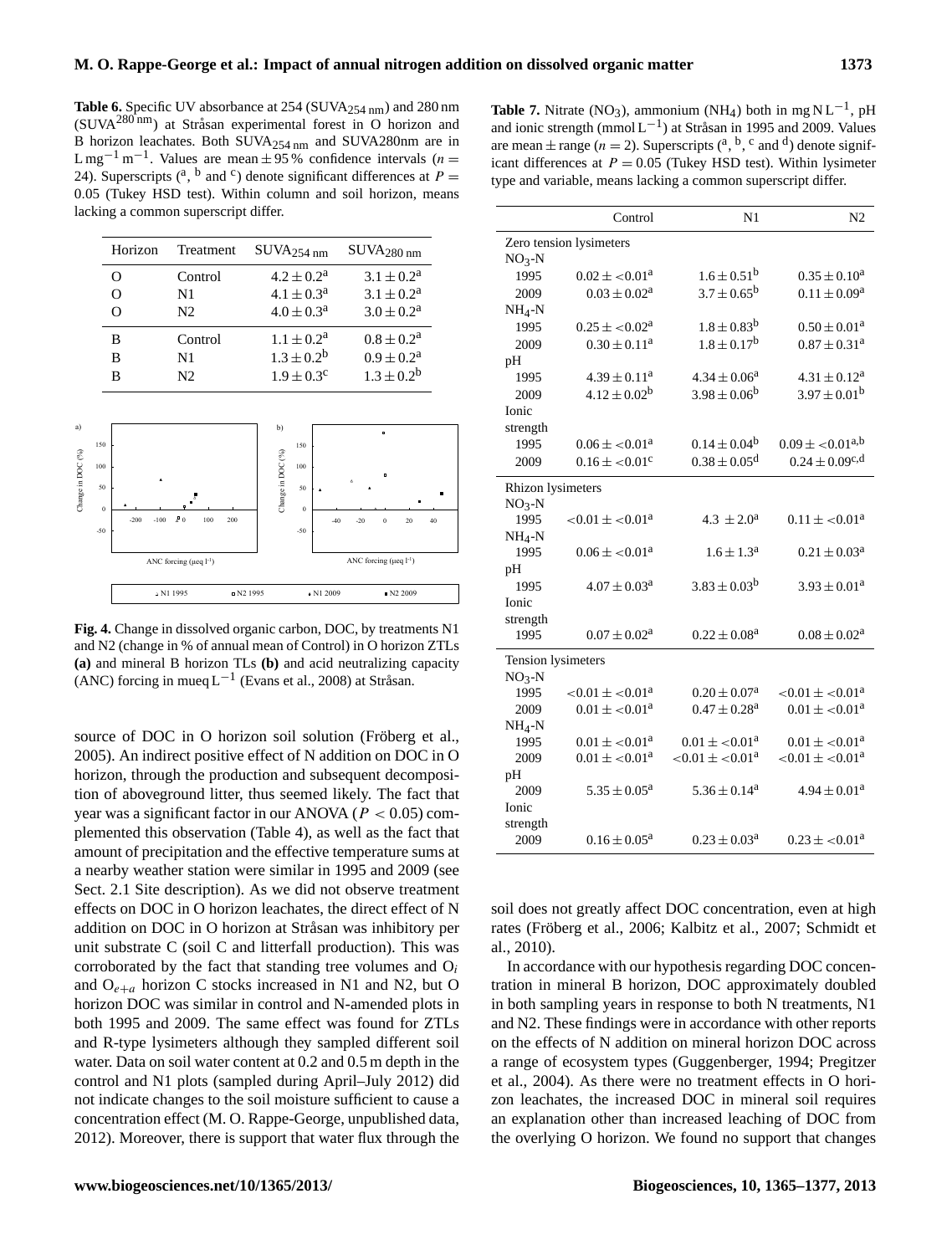**Table 6.** Specific UV absorbance at 254 ($SUVA_{254\,nm}$) and 280 nm ($SUVA^{280\,nm}$) at Stråsan experimental forest in O horizon and B horizon leachates. Both $SUVA_{254\,nm}$ and SUVA280nm are in $L\,mg^{-1}\,m^{-1}$. Values are mean ± 95 % confidence intervals ($n = 24$). Superscripts ([a], [b] and [c]) denote significant differences at $P = 0.05$ (Tukey HSD test). Within column and soil horizon, means lacking a common superscript differ.

| Horizon | Treatment | $SUVA_{254\,nm}$ | $SUVA_{280\,nm}$ |
|---|---|---|---|
| O | Control | $4.2 \pm 0.2^a$ | $3.1 \pm 0.2^a$ |
| O | N1 | $4.1 \pm 0.3^a$ | $3.1 \pm 0.2^a$ |
| O | N2 | $4.0 \pm 0.3^a$ | $3.0 \pm 0.2^a$ |
| B | Control | $1.1 \pm 0.2^a$ | $0.8 \pm 0.2^a$ |
| B | N1 | $1.3 \pm 0.2^b$ | $0.9 \pm 0.2^a$ |
| B | N2 | $1.9 \pm 0.3^c$ | $1.3 \pm 0.2^b$ |

**Fig. 4.** Change in dissolved organic carbon, DOC, by treatments N1 and N2 (change in % of annual mean of Control) in O horizon ZTLs **(a)** and mineral B horizon TLs **(b)** and acid neutralizing capacity (ANC) forcing in mueq $L^{-1}$ (Evans et al., 2008) at Stråsan.

source of DOC in O horizon soil solution (Fröberg et al., 2005). An indirect positive effect of N addition on DOC in O horizon, through the production and subsequent decomposition of aboveground litter, thus seemed likely. The fact that year was a significant factor in our ANOVA ($P < 0.05$) complemented this observation (Table 4), as well as the fact that amount of precipitation and the effective temperature sums at a nearby weather station were similar in 1995 and 2009 (see Sect. 2.1 Site description). As we did not observe treatment effects on DOC in O horizon leachates, the direct effect of N addition on DOC in O horizon at Stråsan was inhibitory per unit substrate C (soil C and litterfall production). This was corroborated by the fact that standing tree volumes and $O_i$ and $O_{e+a}$ horizon C stocks increased in N1 and N2, but O horizon DOC was similar in control and N-amended plots in both 1995 and 2009. The same effect was found for ZTLs and R-type lysimeters although they sampled different soil water. Data on soil water content at 0.2 and 0.5 m depth in the control and N1 plots (sampled during April–July 2012) did not indicate changes to the soil moisture sufficient to cause a concentration effect (M. O. Rappe-George, unpublished data, 2012). Moreover, there is support that water flux through the

**Table 7.** Nitrate ($NO_3$), ammonium ($NH_4$) both in mg N $L^{-1}$, pH and ionic strength (mmol $L^{-1}$) at Stråsan in 1995 and 2009. Values are mean ± range ($n = 2$). Superscripts ([a], [b], [c] and [d]) denote significant differences at $P = 0.05$ (Tukey HSD test). Within lysimeter type and variable, means lacking a common superscript differ.

| | Control | N1 | N2 |
|---|---|---|---|
| Zero tension lysimeters | | | |
| $NO_3$-N | | | |
| 1995 | $0.02 \pm <0.01^a$ | $1.6 \pm 0.51^b$ | $0.35 \pm 0.10^a$ |
| 2009 | $0.03 \pm 0.02^a$ | $3.7 \pm 0.65^b$ | $0.11 \pm 0.09^a$ |
| $NH_4$-N | | | |
| 1995 | $0.25 \pm <0.02^a$ | $1.8 \pm 0.83^b$ | $0.50 \pm 0.01^a$ |
| 2009 | $0.30 \pm 0.11^a$ | $1.8 \pm 0.17^b$ | $0.87 \pm 0.31^a$ |
| pH | | | |
| 1995 | $4.39 \pm 0.11^a$ | $4.34 \pm 0.06^a$ | $4.31 \pm 0.12^a$ |
| 2009 | $4.12 \pm 0.02^b$ | $3.98 \pm 0.06^b$ | $3.97 \pm 0.01^b$ |
| Ionic strength | | | |
| 1995 | $0.06 \pm <0.01^a$ | $0.14 \pm 0.04^b$ | $0.09 \pm <0.01^{a,b}$ |
| 2009 | $0.16 \pm <0.01^c$ | $0.38 \pm 0.05^d$ | $0.24 \pm 0.09^{c,d}$ |
| Rhizon lysimeters | | | |
| $NO_3$-N | | | |
| 1995 | $<0.01 \pm <0.01^a$ | $4.3 \pm 2.0^a$ | $0.11 \pm <0.01^a$ |
| $NH_4$-N | | | |
| 1995 | $0.06 \pm <0.01^a$ | $1.6 \pm 1.3^a$ | $0.21 \pm 0.03^a$ |
| pH | | | |
| 1995 | $4.07 \pm 0.03^a$ | $3.83 \pm 0.03^b$ | $3.93 \pm 0.01^a$ |
| Ionic strength | | | |
| 1995 | $0.07 \pm 0.02^a$ | $0.22 \pm 0.08^a$ | $0.08 \pm 0.02^a$ |
| Tension lysimeters | | | |
| $NO_3$-N | | | |
| 1995 | $<0.01 \pm <0.01^a$ | $0.20 \pm 0.07^a$ | $<0.01 \pm <0.01^a$ |
| 2009 | $0.01 \pm <0.01^a$ | $0.47 \pm 0.28^a$ | $0.01 \pm <0.01^a$ |
| $NH_4$-N | | | |
| 1995 | $0.01 \pm <0.01^a$ | $0.01 \pm <0.01^a$ | $0.01 \pm <0.01^a$ |
| 2009 | $0.01 \pm <0.01^a$ | $<0.01 \pm <0.01^a$ | $<0.01 \pm <0.01^a$ |
| pH | | | |
| 2009 | $5.35 \pm 0.05^a$ | $5.36 \pm 0.14^a$ | $4.94 \pm 0.01^a$ |
| Ionic strength | | | |
| 2009 | $0.16 \pm 0.05^a$ | $0.23 \pm 0.03^a$ | $0.23 \pm <0.01^a$ |

soil does not greatly affect DOC concentration, even at high rates (Fröberg et al., 2006; Kalbitz et al., 2007; Schmidt et al., 2010).

In accordance with our hypothesis regarding DOC concentration in mineral B horizon, DOC approximately doubled in both sampling years in response to both N treatments, N1 and N2. These findings were in accordance with other reports on the effects of N addition on mineral horizon DOC across a range of ecosystem types (Guggenberger, 1994; Pregitzer et al., 2004). As there were no treatment effects in O horizon leachates, the increased DOC in mineral soil requires an explanation other than increased leaching of DOC from the overlying O horizon. We found no support that changes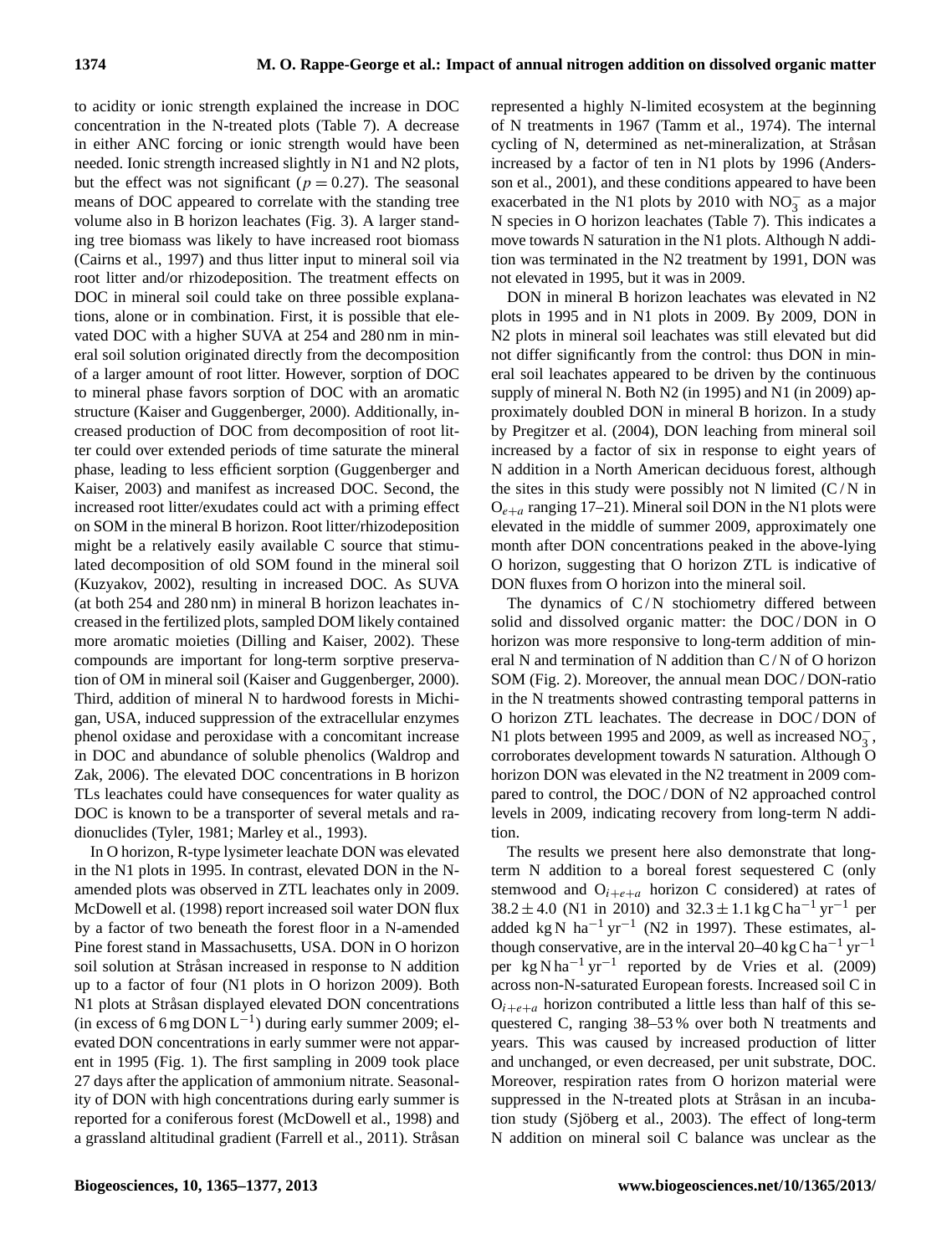to acidity or ionic strength explained the increase in DOC concentration in the N-treated plots (Table 7). A decrease in either ANC forcing or ionic strength would have been needed. Ionic strength increased slightly in N1 and N2 plots, but the effect was not significant ($p = 0.27$). The seasonal means of DOC appeared to correlate with the standing tree volume also in B horizon leachates (Fig. 3). A larger standing tree biomass was likely to have increased root biomass (Cairns et al., 1997) and thus litter input to mineral soil via root litter and/or rhizodeposition. The treatment effects on DOC in mineral soil could take on three possible explanations, alone or in combination. First, it is possible that elevated DOC with a higher SUVA at 254 and 280 nm in mineral soil solution originated directly from the decomposition of a larger amount of root litter. However, sorption of DOC to mineral phase favors sorption of DOC with an aromatic structure (Kaiser and Guggenberger, 2000). Additionally, increased production of DOC from decomposition of root litter could over extended periods of time saturate the mineral phase, leading to less efficient sorption (Guggenberger and Kaiser, 2003) and manifest as increased DOC. Second, the increased root litter/exudates could act with a priming effect on SOM in the mineral B horizon. Root litter/rhizodeposition might be a relatively easily available C source that stimulated decomposition of old SOM found in the mineral soil (Kuzyakov, 2002), resulting in increased DOC. As SUVA (at both 254 and 280 nm) in mineral B horizon leachates increased in the fertilized plots, sampled DOM likely contained more aromatic moieties (Dilling and Kaiser, 2002). These compounds are important for long-term sorptive preservation of OM in mineral soil (Kaiser and Guggenberger, 2000). Third, addition of mineral N to hardwood forests in Michigan, USA, induced suppression of the extracellular enzymes phenol oxidase and peroxidase with a concomitant increase in DOC and abundance of soluble phenolics (Waldrop and Zak, 2006). The elevated DOC concentrations in B horizon TLs leachates could have consequences for water quality as DOC is known to be a transporter of several metals and radionuclides (Tyler, 1981; Marley et al., 1993).

In O horizon, R-type lysimeter leachate DON was elevated in the N1 plots in 1995. In contrast, elevated DON in the N-amended plots was observed in ZTL leachates only in 2009. McDowell et al. (1998) report increased soil water DON flux by a factor of two beneath the forest floor in a N-amended Pine forest stand in Massachusetts, USA. DON in O horizon soil solution at Stråsan increased in response to N addition up to a factor of four (N1 plots in O horizon 2009). Both N1 plots at Stråsan displayed elevated DON concentrations (in excess of 6 mg DON $L^{-1}$) during early summer 2009; elevated DON concentrations in early summer were not apparent in 1995 (Fig. 1). The first sampling in 2009 took place 27 days after the application of ammonium nitrate. Seasonality of DON with high concentrations during early summer is reported for a coniferous forest (McDowell et al., 1998) and a grassland altitudinal gradient (Farrell et al., 2011). Stråsan represented a highly N-limited ecosystem at the beginning of N treatments in 1967 (Tamm et al., 1974). The internal cycling of N, determined as net-mineralization, at Stråsan increased by a factor of ten in N1 plots by 1996 (Andersson et al., 2001), and these conditions appeared to have been exacerbated in the N1 plots by 2010 with $NO_3^-$ as a major N species in O horizon leachates (Table 7). This indicates a move towards N saturation in the N1 plots. Although N addition was terminated in the N2 treatment by 1991, DON was not elevated in 1995, but it was in 2009.

DON in mineral B horizon leachates was elevated in N2 plots in 1995 and in N1 plots in 2009. By 2009, DON in N2 plots in mineral soil leachates was still elevated but did not differ significantly from the control: thus DON in mineral soil leachates appeared to be driven by the continuous supply of mineral N. Both N2 (in 1995) and N1 (in 2009) approximately doubled DON in mineral B horizon. In a study by Pregitzer et al. (2004), DON leaching from mineral soil increased by a factor of six in response to eight years of N addition in a North American deciduous forest, although the sites in this study were possibly not N limited (C / N in $O_{e+a}$ ranging 17–21). Mineral soil DON in the N1 plots were elevated in the middle of summer 2009, approximately one month after DON concentrations peaked in the above-lying O horizon, suggesting that O horizon ZTL is indicative of DON fluxes from O horizon into the mineral soil.

The dynamics of C / N stochiometry differed between solid and dissolved organic matter: the DOC / DON in O horizon was more responsive to long-term addition of mineral N and termination of N addition than C / N of O horizon SOM (Fig. 2). Moreover, the annual mean DOC / DON-ratio in the N treatments showed contrasting temporal patterns in O horizon ZTL leachates. The decrease in DOC / DON of N1 plots between 1995 and 2009, as well as increased $NO_3^-$, corroborates development towards N saturation. Although O horizon DON was elevated in the N2 treatment in 2009 compared to control, the DOC / DON of N2 approached control levels in 2009, indicating recovery from long-term N addition.

The results we present here also demonstrate that long-term N addition to a boreal forest sequestered C (only stemwood and $O_{i+e+a}$ horizon C considered) at rates of $38.2 \pm 4.0$ (N1 in 2010) and $32.3 \pm 1.1$ kg C $ha^{-1}$ $yr^{-1}$ per added kg N $ha^{-1}$ $yr^{-1}$ (N2 in 1997). These estimates, although conservative, are in the interval 20–40 kg C $ha^{-1}$ $yr^{-1}$ per kg N $ha^{-1}$ $yr^{-1}$ reported by de Vries et al. (2009) across non-N-saturated European forests. Increased soil C in $O_{i+e+a}$ horizon contributed a little less than half of this sequestered C, ranging 38–53 % over both N treatments and years. This was caused by increased production of litter and unchanged, or even decreased, per unit substrate, DOC. Moreover, respiration rates from O horizon material were suppressed in the N-treated plots at Stråsan in an incubation study (Sjöberg et al., 2003). The effect of long-term N addition on mineral soil C balance was unclear as the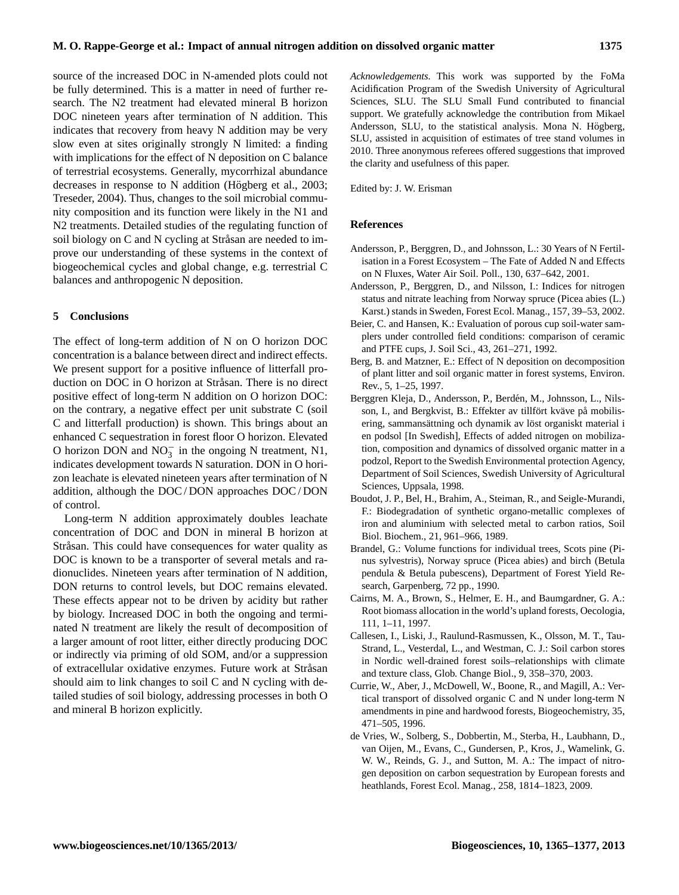source of the increased DOC in N-amended plots could not be fully determined. This is a matter in need of further research. The N2 treatment had elevated mineral B horizon DOC nineteen years after termination of N addition. This indicates that recovery from heavy N addition may be very slow even at sites originally strongly N limited: a finding with implications for the effect of N deposition on C balance of terrestrial ecosystems. Generally, mycorrhizal abundance decreases in response to N addition (Högberg et al., 2003; Treseder, 2004). Thus, changes to the soil microbial community composition and its function were likely in the N1 and N2 treatments. Detailed studies of the regulating function of soil biology on C and N cycling at Stråsan are needed to improve our understanding of these systems in the context of biogeochemical cycles and global change, e.g. terrestrial C balances and anthropogenic N deposition.

## 5 Conclusions

The effect of long-term addition of N on O horizon DOC concentration is a balance between direct and indirect effects. We present support for a positive influence of litterfall production on DOC in O horizon at Stråsan. There is no direct positive effect of long-term N addition on O horizon DOC: on the contrary, a negative effect per unit substrate C (soil C and litterfall production) is shown. This brings about an enhanced C sequestration in forest floor O horizon. Elevated O horizon DON and $NO_3^-$ in the ongoing N treatment, N1, indicates development towards N saturation. DON in O horizon leachate is elevated nineteen years after termination of N addition, although the DOC / DON approaches DOC / DON of control.

Long-term N addition approximately doubles leachate concentration of DOC and DON in mineral B horizon at Stråsan. This could have consequences for water quality as DOC is known to be a transporter of several metals and radionuclides. Nineteen years after termination of N addition, DON returns to control levels, but DOC remains elevated. These effects appear not to be driven by acidity but rather by biology. Increased DOC in both the ongoing and terminated N treatment are likely the result of decomposition of a larger amount of root litter, either directly producing DOC or indirectly via priming of old SOM, and/or a suppression of extracellular oxidative enzymes. Future work at Stråsan should aim to link changes to soil C and N cycling with detailed studies of soil biology, addressing processes in both O and mineral B horizon explicitly.

*Acknowledgements.* This work was supported by the FoMa Acidification Program of the Swedish University of Agricultural Sciences, SLU. The SLU Small Fund contributed to financial support. We gratefully acknowledge the contribution from Mikael Andersson, SLU, to the statistical analysis. Mona N. Högberg, SLU, assisted in acquisition of estimates of tree stand volumes in 2010. Three anonymous referees offered suggestions that improved the clarity and usefulness of this paper.

Edited by: J. W. Erisman

## References

Andersson, P., Berggren, D., and Johnsson, L.: 30 Years of N Fertilisation in a Forest Ecosystem – The Fate of Added N and Effects on N Fluxes, Water Air Soil. Poll., 130, 637–642, 2001.

Andersson, P., Berggren, D., and Nilsson, I.: Indices for nitrogen status and nitrate leaching from Norway spruce (Picea abies (L.) Karst.) stands in Sweden, Forest Ecol. Manag., 157, 39–53, 2002.

Beier, C. and Hansen, K.: Evaluation of porous cup soil-water samplers under controlled field conditions: comparison of ceramic and PTFE cups, J. Soil Sci., 43, 261–271, 1992.

Berg, B. and Matzner, E.: Effect of N deposition on decomposition of plant litter and soil organic matter in forest systems, Environ. Rev., 5, 1–25, 1997.

Berggren Kleja, D., Andersson, P., Berdén, M., Johnsson, L., Nilsson, I., and Bergkvist, B.: Effekter av tillfört kväve på mobilisering, sammansättning och dynamik av löst organiskt material i en podsol [In Swedish], Effects of added nitrogen on mobilization, composition and dynamics of dissolved organic matter in a podzol, Report to the Swedish Environmental protection Agency, Department of Soil Sciences, Swedish University of Agricultural Sciences, Uppsala, 1998.

Boudot, J. P., Bel, H., Brahim, A., Steiman, R., and Seigle-Murandi, F.: Biodegradation of synthetic organo-metallic complexes of iron and aluminium with selected metal to carbon ratios, Soil Biol. Biochem., 21, 961–966, 1989.

Brandel, G.: Volume functions for individual trees, Scots pine (Pinus sylvestris), Norway spruce (Picea abies) and birch (Betula pendula & Betula pubescens), Department of Forest Yield Research, Garpenberg, 72 pp., 1990.

Cairns, M. A., Brown, S., Helmer, E. H., and Baumgardner, G. A.: Root biomass allocation in the world's upland forests, Oecologia, 111, 1–11, 1997.

Callesen, I., Liski, J., Raulund-Rasmussen, K., Olsson, M. T., Tau-Strand, L., Vesterdal, L., and Westman, C. J.: Soil carbon stores in Nordic well-drained forest soils–relationships with climate and texture class, Glob. Change Biol., 9, 358–370, 2003.

Currie, W., Aber, J., McDowell, W., Boone, R., and Magill, A.: Vertical transport of dissolved organic C and N under long-term N amendments in pine and hardwood forests, Biogeochemistry, 35, 471–505, 1996.

de Vries, W., Solberg, S., Dobbertin, M., Sterba, H., Laubhann, D., van Oijen, M., Evans, C., Gundersen, P., Kros, J., Wamelink, G. W. W., Reinds, G. J., and Sutton, M. A.: The impact of nitrogen deposition on carbon sequestration by European forests and heathlands, Forest Ecol. Manag., 258, 1814–1823, 2009.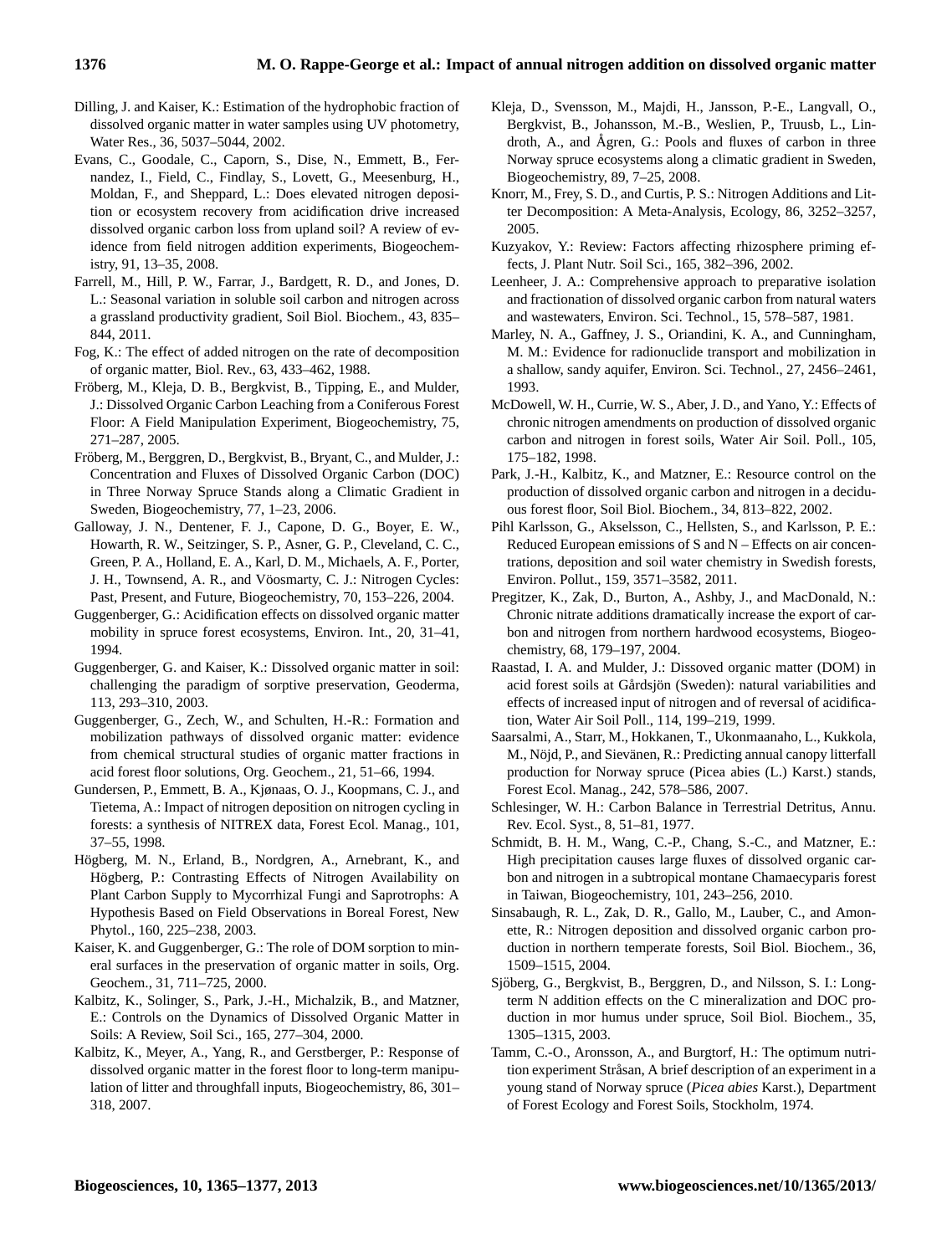Dilling, J. and Kaiser, K.: Estimation of the hydrophobic fraction of dissolved organic matter in water samples using UV photometry, Water Res., 36, 5037–5044, 2002.

Evans, C., Goodale, C., Caporn, S., Dise, N., Emmett, B., Fernandez, I., Field, C., Findlay, S., Lovett, G., Meesenburg, H., Moldan, F., and Sheppard, L.: Does elevated nitrogen deposition or ecosystem recovery from acidification drive increased dissolved organic carbon loss from upland soil? A review of evidence from field nitrogen addition experiments, Biogeochemistry, 91, 13–35, 2008.

Farrell, M., Hill, P. W., Farrar, J., Bardgett, R. D., and Jones, D. L.: Seasonal variation in soluble soil carbon and nitrogen across a grassland productivity gradient, Soil Biol. Biochem., 43, 835–844, 2011.

Fog, K.: The effect of added nitrogen on the rate of decomposition of organic matter, Biol. Rev., 63, 433–462, 1988.

Fröberg, M., Kleja, D. B., Bergkvist, B., Tipping, E., and Mulder, J.: Dissolved Organic Carbon Leaching from a Coniferous Forest Floor: A Field Manipulation Experiment, Biogeochemistry, 75, 271–287, 2005.

Fröberg, M., Berggren, D., Bergkvist, B., Bryant, C., and Mulder, J.: Concentration and Fluxes of Dissolved Organic Carbon (DOC) in Three Norway Spruce Stands along a Climatic Gradient in Sweden, Biogeochemistry, 77, 1–23, 2006.

Galloway, J. N., Dentener, F. J., Capone, D. G., Boyer, E. W., Howarth, R. W., Seitzinger, S. P., Asner, G. P., Cleveland, C. C., Green, P. A., Holland, E. A., Karl, D. M., Michaels, A. F., Porter, J. H., Townsend, A. R., and Vöosmarty, C. J.: Nitrogen Cycles: Past, Present, and Future, Biogeochemistry, 70, 153–226, 2004.

Guggenberger, G.: Acidification effects on dissolved organic matter mobility in spruce forest ecosystems, Environ. Int., 20, 31–41, 1994.

Guggenberger, G. and Kaiser, K.: Dissolved organic matter in soil: challenging the paradigm of sorptive preservation, Geoderma, 113, 293–310, 2003.

Guggenberger, G., Zech, W., and Schulten, H.-R.: Formation and mobilization pathways of dissolved organic matter: evidence from chemical structural studies of organic matter fractions in acid forest floor solutions, Org. Geochem., 21, 51–66, 1994.

Gundersen, P., Emmett, B. A., Kjønaas, O. J., Koopmans, C. J., and Tietema, A.: Impact of nitrogen deposition on nitrogen cycling in forests: a synthesis of NITREX data, Forest Ecol. Manag., 101, 37–55, 1998.

Högberg, M. N., Erland, B., Nordgren, A., Arnebrant, K., and Högberg, P.: Contrasting Effects of Nitrogen Availability on Plant Carbon Supply to Mycorrhizal Fungi and Saprotrophs: A Hypothesis Based on Field Observations in Boreal Forest, New Phytol., 160, 225–238, 2003.

Kaiser, K. and Guggenberger, G.: The role of DOM sorption to mineral surfaces in the preservation of organic matter in soils, Org. Geochem., 31, 711–725, 2000.

Kalbitz, K., Solinger, S., Park, J.-H., Michalzik, B., and Matzner, E.: Controls on the Dynamics of Dissolved Organic Matter in Soils: A Review, Soil Sci., 165, 277–304, 2000.

Kalbitz, K., Meyer, A., Yang, R., and Gerstberger, P.: Response of dissolved organic matter in the forest floor to long-term manipulation of litter and throughfall inputs, Biogeochemistry, 86, 301–318, 2007.

Kleja, D., Svensson, M., Majdi, H., Jansson, P.-E., Langvall, O., Bergkvist, B., Johansson, M.-B., Weslien, P., Truusb, L., Lindroth, A., and Ågren, G.: Pools and fluxes of carbon in three Norway spruce ecosystems along a climatic gradient in Sweden, Biogeochemistry, 89, 7–25, 2008.

Knorr, M., Frey, S. D., and Curtis, P. S.: Nitrogen Additions and Litter Decomposition: A Meta-Analysis, Ecology, 86, 3252–3257, 2005.

Kuzyakov, Y.: Review: Factors affecting rhizosphere priming effects, J. Plant Nutr. Soil Sci., 165, 382–396, 2002.

Leenheer, J. A.: Comprehensive approach to preparative isolation and fractionation of dissolved organic carbon from natural waters and wastewaters, Environ. Sci. Technol., 15, 578–587, 1981.

Marley, N. A., Gaffney, J. S., Oriandini, K. A., and Cunningham, M. M.: Evidence for radionuclide transport and mobilization in a shallow, sandy aquifer, Environ. Sci. Technol., 27, 2456–2461, 1993.

McDowell, W. H., Currie, W. S., Aber, J. D., and Yano, Y.: Effects of chronic nitrogen amendments on production of dissolved organic carbon and nitrogen in forest soils, Water Air Soil. Poll., 105, 175–182, 1998.

Park, J.-H., Kalbitz, K., and Matzner, E.: Resource control on the production of dissolved organic carbon and nitrogen in a deciduous forest floor, Soil Biol. Biochem., 34, 813–822, 2002.

Pihl Karlsson, G., Akselsson, C., Hellsten, S., and Karlsson, P. E.: Reduced European emissions of S and N – Effects on air concentrations, deposition and soil water chemistry in Swedish forests, Environ. Pollut., 159, 3571–3582, 2011.

Pregitzer, K., Zak, D., Burton, A., Ashby, J., and MacDonald, N.: Chronic nitrate additions dramatically increase the export of carbon and nitrogen from northern hardwood ecosystems, Biogeochemistry, 68, 179–197, 2004.

Raastad, I. A. and Mulder, J.: Dissoved organic matter (DOM) in acid forest soils at Gårdsjön (Sweden): natural variabilities and effects of increased input of nitrogen and of reversal of acidification, Water Air Soil Poll., 114, 199–219, 1999.

Saarsalmi, A., Starr, M., Hokkanen, T., Ukonmaanaho, L., Kukkola, M., Nöjd, P., and Sievänen, R.: Predicting annual canopy litterfall production for Norway spruce (Picea abies (L.) Karst.) stands, Forest Ecol. Manag., 242, 578–586, 2007.

Schlesinger, W. H.: Carbon Balance in Terrestrial Detritus, Annu. Rev. Ecol. Syst., 8, 51–81, 1977.

Schmidt, B. H. M., Wang, C.-P., Chang, S.-C., and Matzner, E.: High precipitation causes large fluxes of dissolved organic carbon and nitrogen in a subtropical montane Chamaecyparis forest in Taiwan, Biogeochemistry, 101, 243–256, 2010.

Sinsabaugh, R. L., Zak, D. R., Gallo, M., Lauber, C., and Amonette, R.: Nitrogen deposition and dissolved organic carbon production in northern temperate forests, Soil Biol. Biochem., 36, 1509–1515, 2004.

Sjöberg, G., Bergkvist, B., Berggren, D., and Nilsson, S. I.: Long-term N addition effects on the C mineralization and DOC production in mor humus under spruce, Soil Biol. Biochem., 35, 1305–1315, 2003.

Tamm, C.-O., Aronsson, A., and Burgtorf, H.: The optimum nutrition experiment Stråsan, A brief description of an experiment in a young stand of Norway spruce (*Picea abies* Karst.), Department of Forest Ecology and Forest Soils, Stockholm, 1974.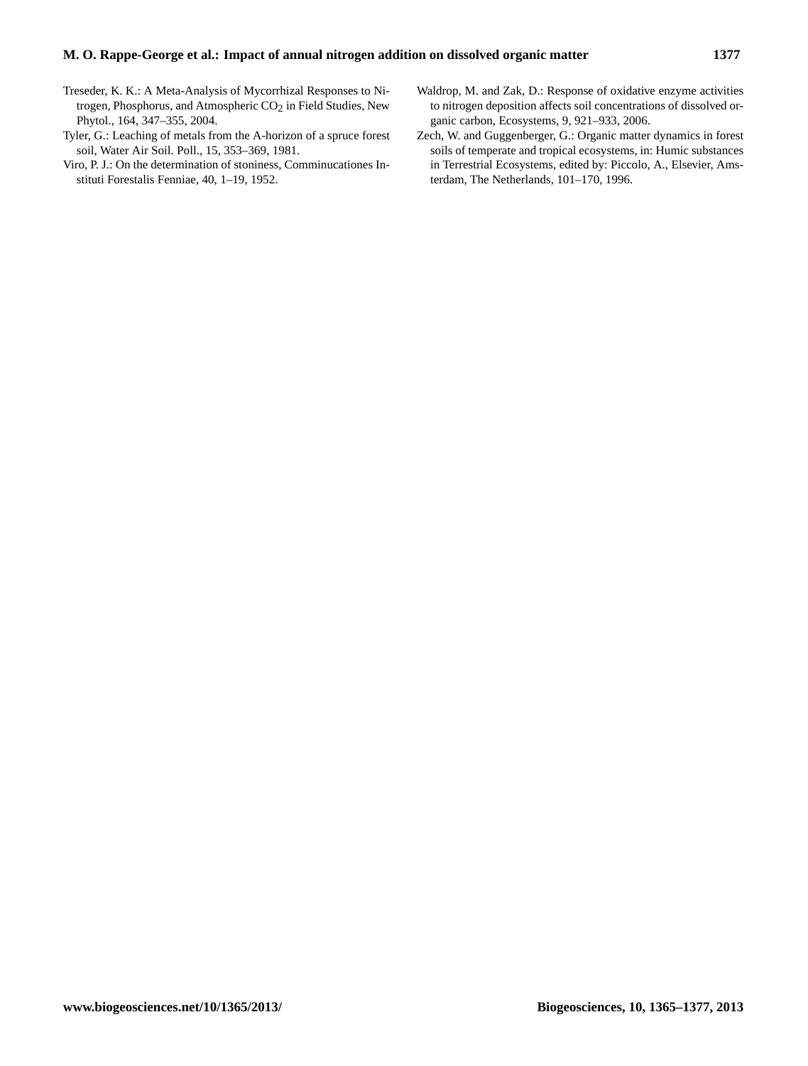Treseder, K. K.: A Meta-Analysis of Mycorrhizal Responses to Nitrogen, Phosphorus, and Atmospheric $CO_2$ in Field Studies, New Phytol., 164, 347–355, 2004.

Tyler, G.: Leaching of metals from the A-horizon of a spruce forest soil, Water Air Soil. Poll., 15, 353–369, 1981.

Viro, P. J.: On the determination of stoniness, Comminucationes Instituti Forestalis Fenniae, 40, 1–19, 1952.

Waldrop, M. and Zak, D.: Response of oxidative enzyme activities to nitrogen deposition affects soil concentrations of dissolved organic carbon, Ecosystems, 9, 921–933, 2006.

Zech, W. and Guggenberger, G.: Organic matter dynamics in forest soils of temperate and tropical ecosystems, in: Humic substances in Terrestrial Ecosystems, edited by: Piccolo, A., Elsevier, Amsterdam, The Netherlands, 101–170, 1996.